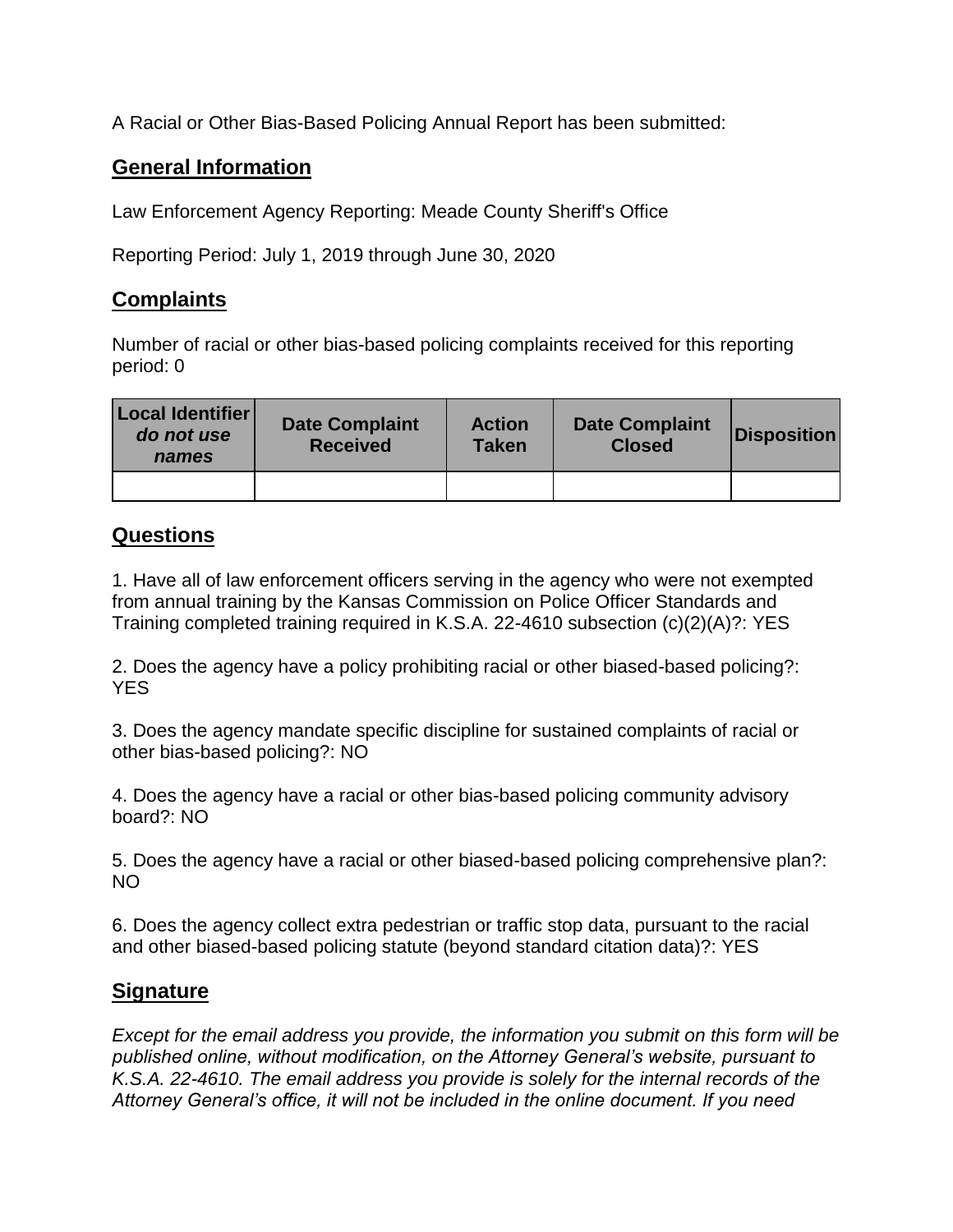A Racial or Other Bias-Based Policing Annual Report has been submitted:

## General Information

Law Enforcement Agency Reporting: Meade County Sheriff's Office

Reporting Period: July 1, 2019 through June 30, 2020

## Complaints

Number of racial or other bias-based policing complaints received for this reporting period: 0

| Local Identifier *do not use names* | Date Complaint Received | Action Taken | Date Complaint Closed | Disposition |
|---|---|---|---|---|
| | | | | |

## Questions

1. Have all of law enforcement officers serving in the agency who were not exempted from annual training by the Kansas Commission on Police Officer Standards and Training completed training required in K.S.A. 22-4610 subsection (c)(2)(A)?: YES

2. Does the agency have a policy prohibiting racial or other biased-based policing?: YES

3. Does the agency mandate specific discipline for sustained complaints of racial or other bias-based policing?: NO

4. Does the agency have a racial or other bias-based policing community advisory board?: NO

5. Does the agency have a racial or other biased-based policing comprehensive plan?: NO

6. Does the agency collect extra pedestrian or traffic stop data, pursuant to the racial and other biased-based policing statute (beyond standard citation data)?: YES

## Signature

*Except for the email address you provide, the information you submit on this form will be published online, without modification, on the Attorney General's website, pursuant to K.S.A. 22-4610. The email address you provide is solely for the internal records of the Attorney General's office, it will not be included in the online document. If you need*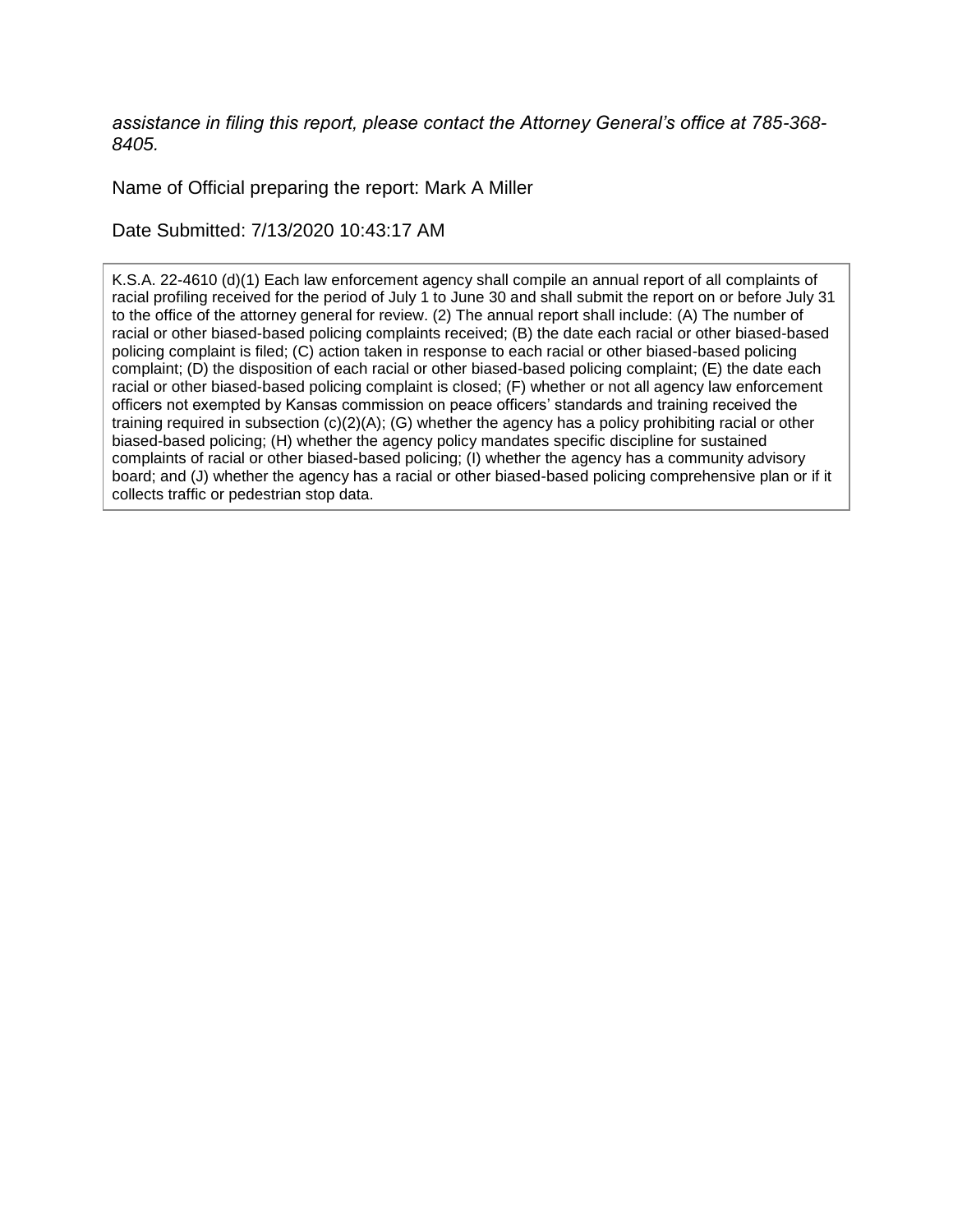*assistance in filing this report, please contact the Attorney General's office at 785-368-8405.*

Name of Official preparing the report: Mark A Miller

Date Submitted: 7/13/2020 10:43:17 AM

K.S.A. 22-4610 (d)(1) Each law enforcement agency shall compile an annual report of all complaints of racial profiling received for the period of July 1 to June 30 and shall submit the report on or before July 31 to the office of the attorney general for review. (2) The annual report shall include: (A) The number of racial or other biased-based policing complaints received; (B) the date each racial or other biased-based policing complaint is filed; (C) action taken in response to each racial or other biased-based policing complaint; (D) the disposition of each racial or other biased-based policing complaint; (E) the date each racial or other biased-based policing complaint is closed; (F) whether or not all agency law enforcement officers not exempted by Kansas commission on peace officers' standards and training received the training required in subsection (c)(2)(A); (G) whether the agency has a policy prohibiting racial or other biased-based policing; (H) whether the agency policy mandates specific discipline for sustained complaints of racial or other biased-based policing; (I) whether the agency has a community advisory board; and (J) whether the agency has a racial or other biased-based policing comprehensive plan or if it collects traffic or pedestrian stop data.